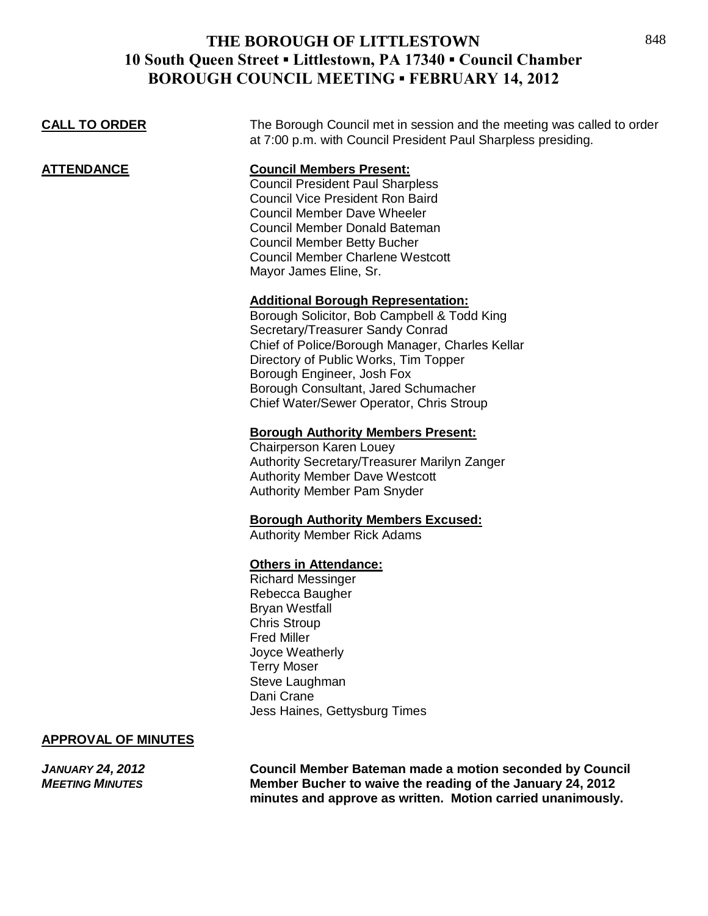# THE BOROUGH OF LITTLESTOWN
## 10 South Queen Street ▪ Littlestown, PA 17340 ▪ Council Chamber
## BOROUGH COUNCIL MEETING ▪ FEBRUARY 14, 2012

**CALL TO ORDER**

The Borough Council met in session and the meeting was called to order at 7:00 p.m. with Council President Paul Sharpless presiding.

**ATTENDANCE**

**Council Members Present:**

Council President Paul Sharpless
Council Vice President Ron Baird
Council Member Dave Wheeler
Council Member Donald Bateman
Council Member Betty Bucher
Council Member Charlene Westcott
Mayor James Eline, Sr.

**Additional Borough Representation:**

Borough Solicitor, Bob Campbell & Todd King
Secretary/Treasurer Sandy Conrad
Chief of Police/Borough Manager, Charles Kellar
Directory of Public Works, Tim Topper
Borough Engineer, Josh Fox
Borough Consultant, Jared Schumacher
Chief Water/Sewer Operator, Chris Stroup

**Borough Authority Members Present:**

Chairperson Karen Louey
Authority Secretary/Treasurer Marilyn Zanger
Authority Member Dave Westcott
Authority Member Pam Snyder

**Borough Authority Members Excused:**

Authority Member Rick Adams

**Others in Attendance:**

Richard Messinger
Rebecca Baugher
Bryan Westfall
Chris Stroup
Fred Miller
Joyce Weatherly
Terry Moser
Steve Laughman
Dani Crane
Jess Haines, Gettysburg Times

**APPROVAL OF MINUTES**

***JANUARY 24, 2012 MEETING MINUTES***

**Council Member Bateman made a motion seconded by Council Member Bucher to waive the reading of the January 24, 2012 minutes and approve as written. Motion carried unanimously.**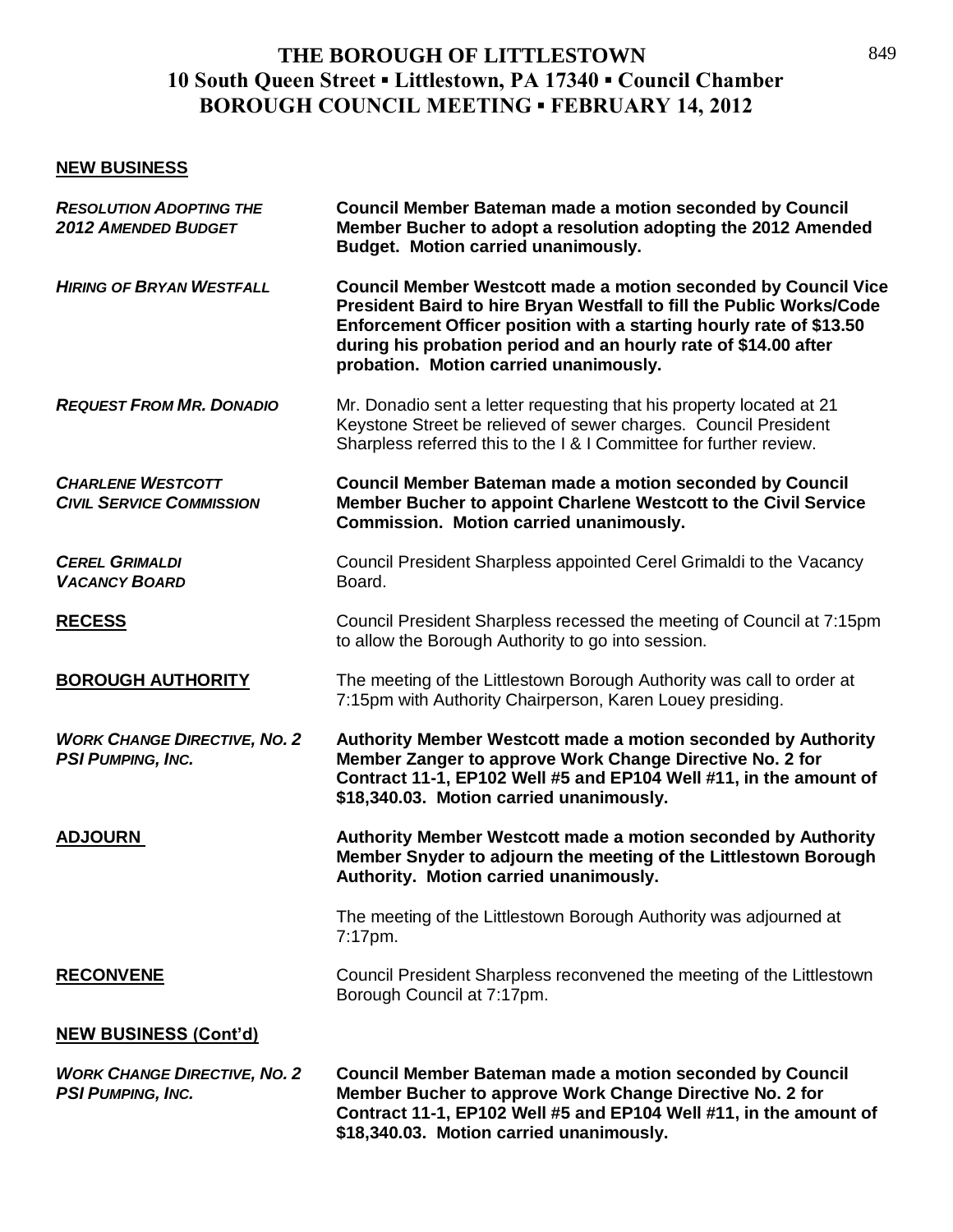# THE BOROUGH OF LITTLESTOWN
## 10 South Queen Street ▪ Littlestown, PA 17340 ▪ Council Chamber
## BOROUGH COUNCIL MEETING ▪ FEBRUARY 14, 2012

**NEW BUSINESS**

***RESOLUTION ADOPTING THE 2012 AMENDED BUDGET***
**Council Member Bateman made a motion seconded by Council Member Bucher to adopt a resolution adopting the 2012 Amended Budget. Motion carried unanimously.**

***HIRING OF BRYAN WESTFALL***
**Council Member Westcott made a motion seconded by Council Vice President Baird to hire Bryan Westfall to fill the Public Works/Code Enforcement Officer position with a starting hourly rate of $13.50 during his probation period and an hourly rate of $14.00 after probation. Motion carried unanimously.**

***REQUEST FROM MR. DONADIO***
Mr. Donadio sent a letter requesting that his property located at 21 Keystone Street be relieved of sewer charges. Council President Sharpless referred this to the I & I Committee for further review.

***CHARLENE WESTCOTT CIVIL SERVICE COMMISSION***
**Council Member Bateman made a motion seconded by Council Member Bucher to appoint Charlene Westcott to the Civil Service Commission. Motion carried unanimously.**

***CEREL GRIMALDI VACANCY BOARD***
Council President Sharpless appointed Cerel Grimaldi to the Vacancy Board.

**RECESS**
Council President Sharpless recessed the meeting of Council at 7:15pm to allow the Borough Authority to go into session.

**BOROUGH AUTHORITY**
The meeting of the Littlestown Borough Authority was call to order at 7:15pm with Authority Chairperson, Karen Louey presiding.

***WORK CHANGE DIRECTIVE, NO. 2 PSI PUMPING, INC.***
**Authority Member Westcott made a motion seconded by Authority Member Zanger to approve Work Change Directive No. 2 for Contract 11-1, EP102 Well #5 and EP104 Well #11, in the amount of $18,340.03. Motion carried unanimously.**

**ADJOURN**
**Authority Member Westcott made a motion seconded by Authority Member Snyder to adjourn the meeting of the Littlestown Borough Authority. Motion carried unanimously.**

The meeting of the Littlestown Borough Authority was adjourned at 7:17pm.

**RECONVENE**
Council President Sharpless reconvened the meeting of the Littlestown Borough Council at 7:17pm.

**NEW BUSINESS (Cont'd)**

***WORK CHANGE DIRECTIVE, NO. 2 PSI PUMPING, INC.***
**Council Member Bateman made a motion seconded by Council Member Bucher to approve Work Change Directive No. 2 for Contract 11-1, EP102 Well #5 and EP104 Well #11, in the amount of $18,340.03. Motion carried unanimously.**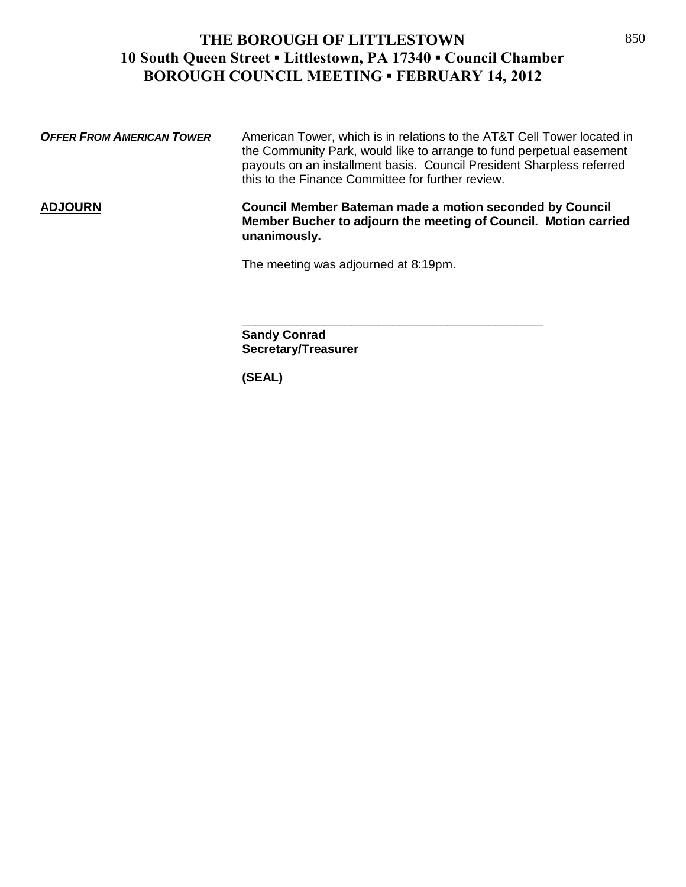***OFFER FROM AMERICAN TOWER*** American Tower, which is in relations to the AT&T Cell Tower located in the Community Park, would like to arrange to fund perpetual easement payouts on an installment basis. Council President Sharpless referred this to the Finance Committee for further review.

**ADJOURN** **Council Member Bateman made a motion seconded by Council Member Bucher to adjourn the meeting of Council. Motion carried unanimously.**

The meeting was adjourned at 8:19pm.

\_\_\_\_\_\_\_\_\_\_\_\_\_\_\_\_\_\_\_\_\_\_\_\_\_\_\_\_\_\_\_\_\_\_\_\_\_\_\_\_\_\_\_\_

**Sandy Conrad**
**Secretary/Treasurer**

**(SEAL)**